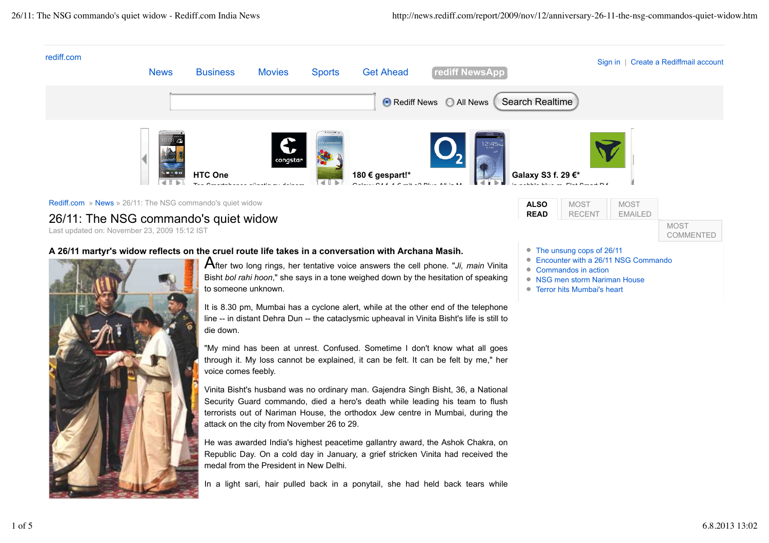Rediff.com » News » 26/11: The NSG commando's quiet widow

# 26/11: The NSG commando's quiet widow

Last updated on: November 23, 2009 15:12 IST

**A 26/11 martyr's widow reflects on the cruel route life takes in a conversation with Archana Masih.**

After two long rings, her tentative voice answers the cell phone. "*Ji, main* Vinita Bisht *bol rahi hoon*," she says in a tone weighed down by the hesitation of speaking to someone unknown.

It is 8.30 pm, Mumbai has a cyclone alert, while at the other end of the telephone line -- in distant Dehra Dun -- the cataclysmic upheaval in Vinita Bisht's life is still to die down.

"My mind has been at unrest. Confused. Sometime I don't know what all goes through it. My loss cannot be explained, it can be felt. It can be felt by me," her voice comes feebly.

Vinita Bisht's husband was no ordinary man. Gajendra Singh Bisht, 36, a National Security Guard commando, died a hero's death while leading his team to flush terrorists out of Nariman House, the orthodox Jew centre in Mumbai, during the attack on the city from November 26 to 29.

He was awarded India's highest peacetime gallantry award, the Ashok Chakra, on Republic Day. On a cold day in January, a grief stricken Vinita had received the medal from the President in New Delhi.

In a light sari, hair pulled back in a ponytail, she had held back tears while

**ALSO READ**

- The unsung cops of 26/11
- Encounter with a 26/11 NSG Commando
- Commandos in action
- NSG men storm Nariman House
- Terror hits Mumbai's heart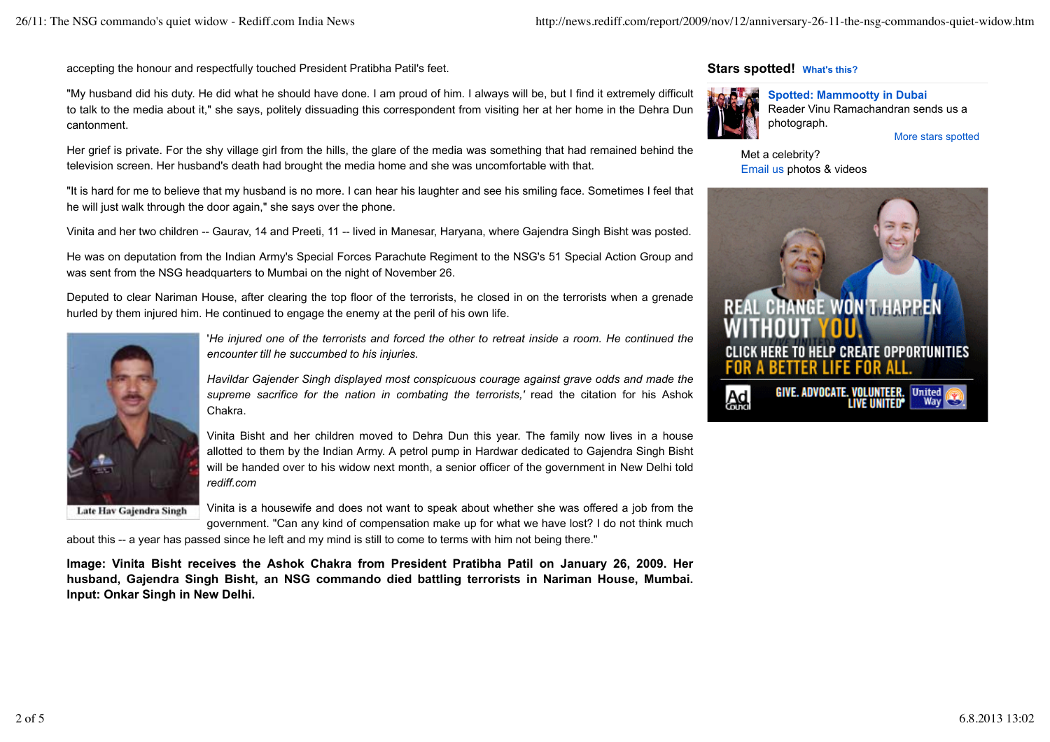accepting the honour and respectfully touched President Pratibha Patil's feet.

"My husband did his duty. He did what he should have done. I am proud of him. I always will be, but I find it extremely difficult to talk to the media about it," she says, politely dissuading this correspondent from visiting her at her home in the Dehra Dun cantonment.

Her grief is private. For the shy village girl from the hills, the glare of the media was something that had remained behind the television screen. Her husband's death had brought the media home and she was uncomfortable with that.

"It is hard for me to believe that my husband is no more. I can hear his laughter and see his smiling face. Sometimes I feel that he will just walk through the door again," she says over the phone.

Vinita and her two children -- Gaurav, 14 and Preeti, 11 -- lived in Manesar, Haryana, where Gajendra Singh Bisht was posted.

He was on deputation from the Indian Army's Special Forces Parachute Regiment to the NSG's 51 Special Action Group and was sent from the NSG headquarters to Mumbai on the night of November 26.

Deputed to clear Nariman House, after clearing the top floor of the terrorists, he closed in on the terrorists when a grenade hurled by them injured him. He continued to engage the enemy at the peril of his own life.

Late Hav Gajendra Singh

'*He injured one of the terrorists and forced the other to retreat inside a room. He continued the encounter till he succumbed to his injuries.*

*Havildar Gajender Singh displayed most conspicuous courage against grave odds and made the supreme sacrifice for the nation in combating the terrorists,*' read the citation for his Ashok Chakra.

Vinita Bisht and her children moved to Dehra Dun this year. The family now lives in a house allotted to them by the Indian Army. A petrol pump in Hardwar dedicated to Gajendra Singh Bisht will be handed over to his widow next month, a senior officer of the government in New Delhi told *rediff.com*

Vinita is a housewife and does not want to speak about whether she was offered a job from the government. "Can any kind of compensation make up for what we have lost? I do not think much about this -- a year has passed since he left and my mind is still to come to terms with him not being there."

**Image: Vinita Bisht receives the Ashok Chakra from President Pratibha Patil on January 26, 2009. Her husband, Gajendra Singh Bisht, an NSG commando died battling terrorists in Nariman House, Mumbai. Input: Onkar Singh in New Delhi.**

**Stars spotted!** What's this?

**Spotted: Mammootty in Dubai**
Reader Vinu Ramachandran sends us a photograph.

More stars spotted

Met a celebrity?
Email us photos & videos